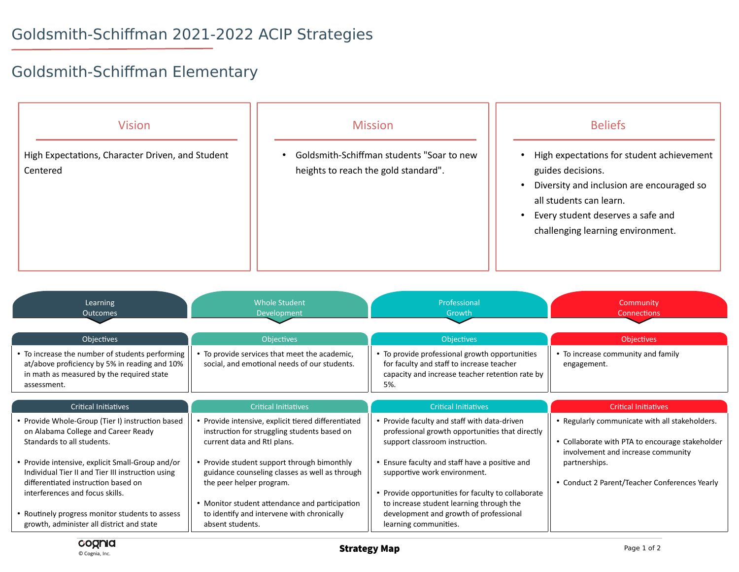# Goldsmith-Schiffman 2021-2022 ACIP Strategies

## Goldsmith-Schiffman Elementary

### Vision

High Expectations, Character Driven, and Student Centered

### Mission

- Goldsmith-Schiffman students "Soar to new heights to reach the gold standard".

### Beliefs

- High expectations for student achievement guides decisions.
- Diversity and inclusion are encouraged so all students can learn.
- Every student deserves a safe and challenging learning environment.

## Learning Outcomes

### Objectives

- To increase the number of students performing at/above proficiency by 5% in reading and 10% in math as measured by the required state assessment.

### Critical Initiatives

- Provide Whole-Group (Tier I) instruction based on Alabama College and Career Ready Standards to all students.
- Provide intensive, explicit Small-Group and/or Individual Tier II and Tier III instruction using differentiated instruction based on interferences and focus skills.
- Routinely progress monitor students to assess growth, administer all district and state

## Whole Student Development

### Objectives

- To provide services that meet the academic, social, and emotional needs of our students.

### Critical Initiatives

- Provide intensive, explicit tiered differentiated instruction for struggling students based on current data and RtI plans.
- Provide student support through bimonthly guidance counseling classes as well as through the peer helper program.
- Monitor student attendance and participation to identify and intervene with chronically absent students.

## Professional Growth

### Objectives

- To provide professional growth opportunities for faculty and staff to increase teacher capacity and increase teacher retention rate by 5%.

### Critical Initiatives

- Provide faculty and staff with data-driven professional growth opportunities that directly support classroom instruction.
- Ensure faculty and staff have a positive and supportive work environment.
- Provide opportunities for faculty to collaborate to increase student learning through the development and growth of professional learning communities.

## Community Connections

### Objectives

- To increase community and family engagement.

### Critical Initiatives

- Regularly communicate with all stakeholders.
- Collaborate with PTA to encourage stakeholder involvement and increase community partnerships.
- Conduct 2 Parent/Teacher Conferences Yearly

Strategy Map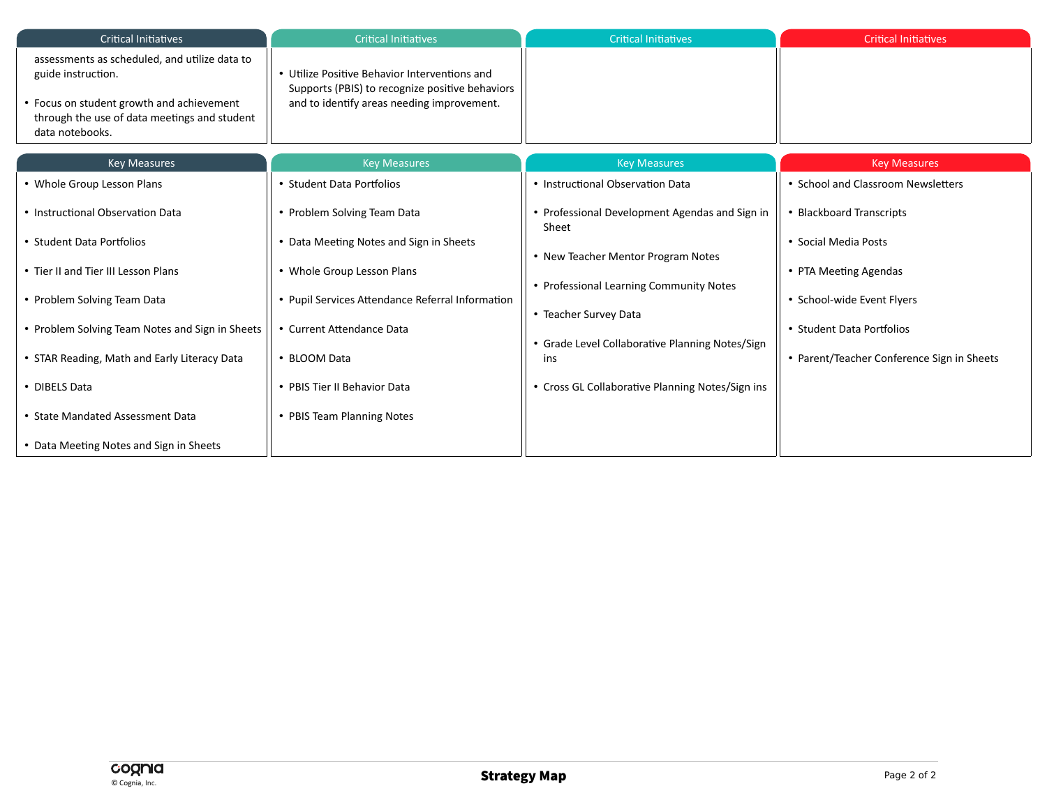| Critical Initiatives | Critical Initiatives | Critical Initiatives | Critical Initiatives |
|---|---|---|---|
| assessments as scheduled, and utilize data to guide instruction.<br><br>• Focus on student growth and achievement through the use of data meetings and student data notebooks. | • Utilize Positive Behavior Interventions and Supports (PBIS) to recognize positive behaviors and to identify areas needing improvement. | | |

| Key Measures | Key Measures | Key Measures | Key Measures |
|---|---|---|---|
| • Whole Group Lesson Plans<br>• Instructional Observation Data<br>• Student Data Portfolios<br>• Tier II and Tier III Lesson Plans<br>• Problem Solving Team Data<br>• Problem Solving Team Notes and Sign in Sheets<br>• STAR Reading, Math and Early Literacy Data<br>• DIBELS Data<br>• State Mandated Assessment Data<br>• Data Meeting Notes and Sign in Sheets | • Student Data Portfolios<br>• Problem Solving Team Data<br>• Data Meeting Notes and Sign in Sheets<br>• Whole Group Lesson Plans<br>• Pupil Services Attendance Referral Information<br>• Current Attendance Data<br>• BLOOM Data<br>• PBIS Tier II Behavior Data<br>• PBIS Team Planning Notes | • Instructional Observation Data<br>• Professional Development Agendas and Sign in Sheet<br>• New Teacher Mentor Program Notes<br>• Professional Learning Community Notes<br>• Teacher Survey Data<br>• Grade Level Collaborative Planning Notes/Sign ins<br>• Cross GL Collaborative Planning Notes/Sign ins | • School and Classroom Newsletters<br>• Blackboard Transcripts<br>• Social Media Posts<br>• PTA Meeting Agendas<br>• School-wide Event Flyers<br>• Student Data Portfolios<br>• Parent/Teacher Conference Sign in Sheets |